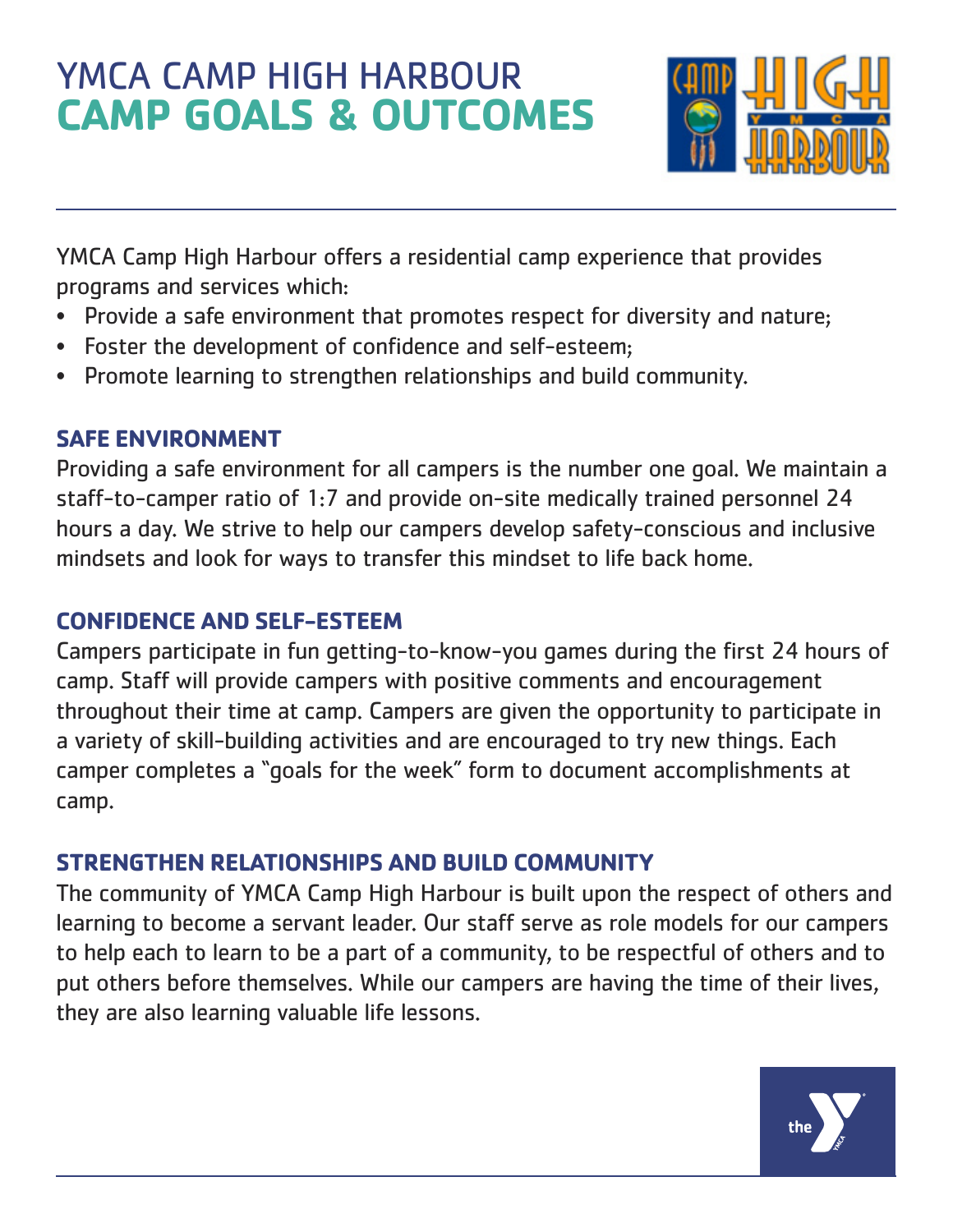# YMCA CAMP HIGH HARBOUR
# CAMP GOALS & OUTCOMES

YMCA Camp High Harbour offers a residential camp experience that provides programs and services which:

- Provide a safe environment that promotes respect for diversity and nature;
- Foster the development of confidence and self-esteem;
- Promote learning to strengthen relationships and build community.

## SAFE ENVIRONMENT

Providing a safe environment for all campers is the number one goal. We maintain a staff-to-camper ratio of 1:7 and provide on-site medically trained personnel 24 hours a day. We strive to help our campers develop safety-conscious and inclusive mindsets and look for ways to transfer this mindset to life back home.

## CONFIDENCE AND SELF-ESTEEM

Campers participate in fun getting-to-know-you games during the first 24 hours of camp. Staff will provide campers with positive comments and encouragement throughout their time at camp. Campers are given the opportunity to participate in a variety of skill-building activities and are encouraged to try new things. Each camper completes a "goals for the week" form to document accomplishments at camp.

## STRENGTHEN RELATIONSHIPS AND BUILD COMMUNITY

The community of YMCA Camp High Harbour is built upon the respect of others and learning to become a servant leader. Our staff serve as role models for our campers to help each to learn to be a part of a community, to be respectful of others and to put others before themselves. While our campers are having the time of their lives, they are also learning valuable life lessons.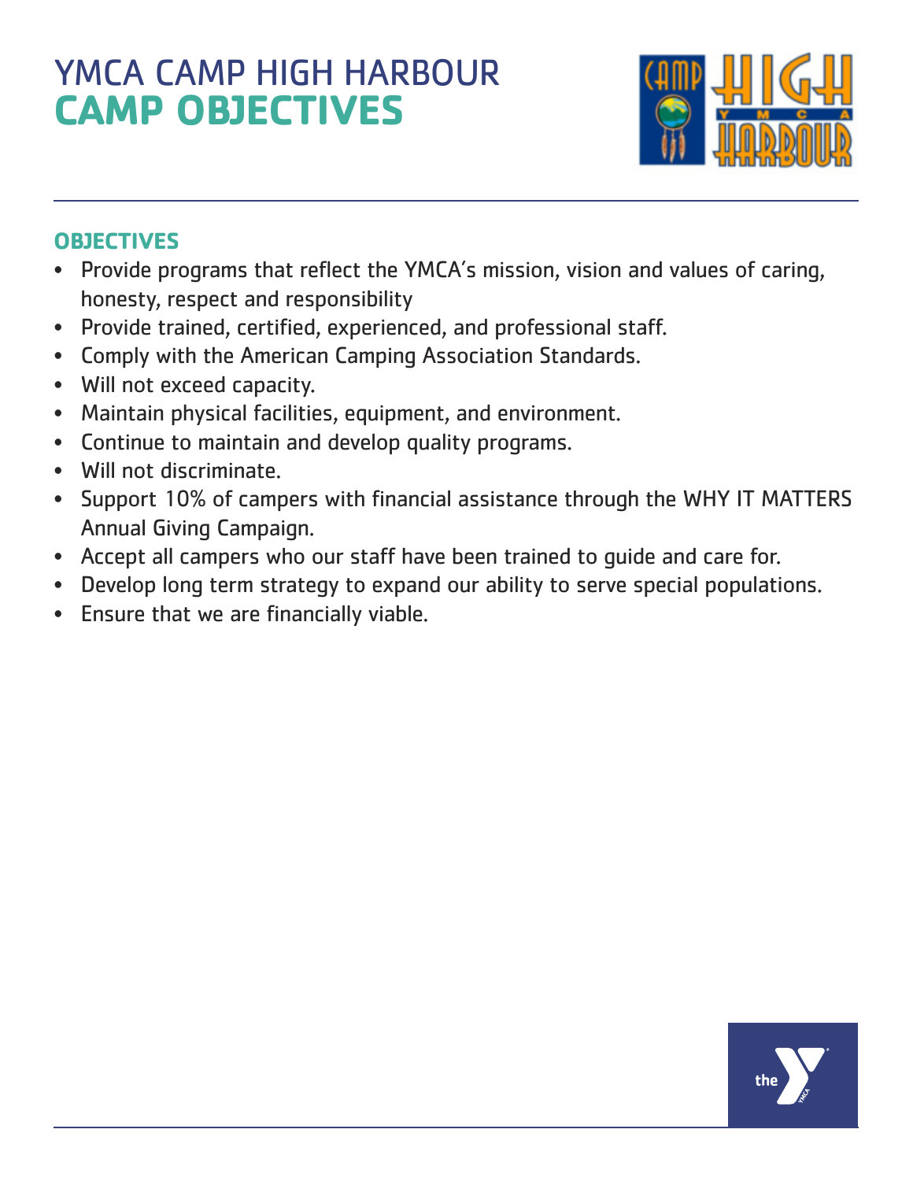# YMCA CAMP HIGH HARBOUR
# CAMP OBJECTIVES

## OBJECTIVES

- Provide programs that reflect the YMCA's mission, vision and values of caring, honesty, respect and responsibility
- Provide trained, certified, experienced, and professional staff.
- Comply with the American Camping Association Standards.
- Will not exceed capacity.
- Maintain physical facilities, equipment, and environment.
- Continue to maintain and develop quality programs.
- Will not discriminate.
- Support 10% of campers with financial assistance through the WHY IT MATTERS Annual Giving Campaign.
- Accept all campers who our staff have been trained to guide and care for.
- Develop long term strategy to expand our ability to serve special populations.
- Ensure that we are financially viable.